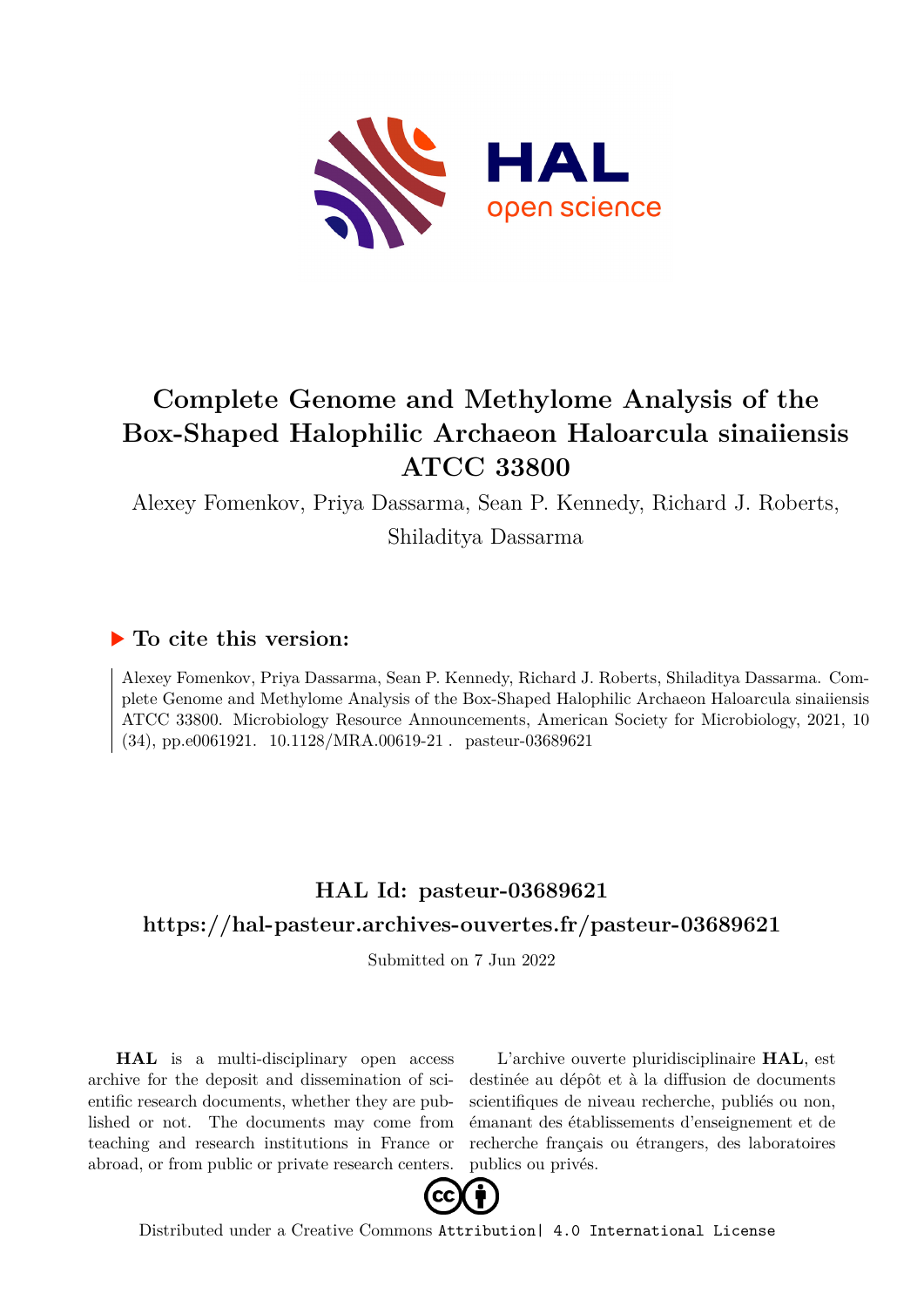# Complete Genome and Methylome Analysis of the Box-Shaped Halophilic Archaeon Haloarcula sinaiiensis ATCC 33800

Alexey Fomenkov, Priya Dassarma, Sean P. Kennedy, Richard J. Roberts, Shiladitya Dassarma

## ▶ To cite this version:

Alexey Fomenkov, Priya Dassarma, Sean P. Kennedy, Richard J. Roberts, Shiladitya Dassarma. Complete Genome and Methylome Analysis of the Box-Shaped Halophilic Archaeon Haloarcula sinaiiensis ATCC 33800. Microbiology Resource Announcements, American Society for Microbiology, 2021, 10 (34), pp.e0061921. 10.1128/MRA.00619-21 . pasteur-03689621

## HAL Id: pasteur-03689621

## https://hal-pasteur.archives-ouvertes.fr/pasteur-03689621

Submitted on 7 Jun 2022

**HAL** is a multi-disciplinary open access archive for the deposit and dissemination of scientific research documents, whether they are published or not. The documents may come from teaching and research institutions in France or abroad, or from public or private research centers.

L'archive ouverte pluridisciplinaire **HAL**, est destinée au dépôt et à la diffusion de documents scientifiques de niveau recherche, publiés ou non, émanant des établissements d'enseignement et de recherche français ou étrangers, des laboratoires publics ou privés.

Distributed under a Creative Commons Attribution| 4.0 International License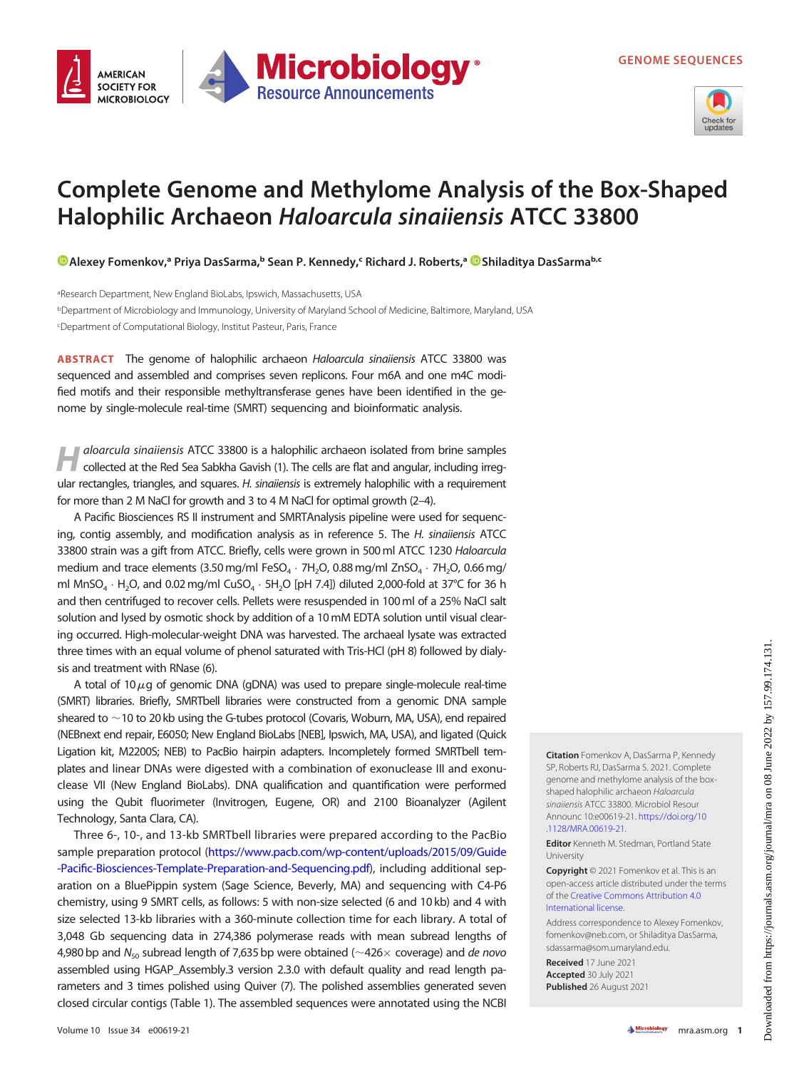# Complete Genome and Methylome Analysis of the Box-Shaped Halophilic Archaeon *Haloarcula sinaiiensis* ATCC 33800

Alexey Fomenkov,[a] Priya DasSarma,[b] Sean P. Kennedy,[c] Richard J. Roberts,[a] Shiladitya DasSarma[b,c]

[a]Research Department, New England BioLabs, Ipswich, Massachusetts, USA

[b]Department of Microbiology and Immunology, University of Maryland School of Medicine, Baltimore, Maryland, USA

[c]Department of Computational Biology, Institut Pasteur, Paris, France

**ABSTRACT** The genome of halophilic archaeon *Haloarcula sinaiiensis* ATCC 33800 was sequenced and assembled and comprises seven replicons. Four m6A and one m4C modified motifs and their responsible methyltransferase genes have been identified in the genome by single-molecule real-time (SMRT) sequencing and bioinformatic analysis.

*Haloarcula sinaiiensis* ATCC 33800 is a halophilic archaeon isolated from brine samples collected at the Red Sea Sabkha Gavish (1). The cells are flat and angular, including irregular rectangles, triangles, and squares. *H. sinaiiensis* is extremely halophilic with a requirement for more than 2 M NaCl for growth and 3 to 4 M NaCl for optimal growth (2–4).

A Pacific Biosciences RS II instrument and SMRTAnalysis pipeline were used for sequencing, contig assembly, and modification analysis as in reference 5. The *H. sinaiiensis* ATCC 33800 strain was a gift from ATCC. Briefly, cells were grown in 500 ml ATCC 1230 *Haloarcula* medium and trace elements (3.50 mg/ml $FeSO_4 \cdot 7H_2O$, 0.88 mg/ml $ZnSO_4 \cdot 7H_2O$, 0.66 mg/ml $MnSO_4 \cdot H_2O$, and 0.02 mg/ml $CuSO_4 \cdot 5H_2O$ [pH 7.4]) diluted 2,000-fold at 37°C for 36 h and then centrifuged to recover cells. Pellets were resuspended in 100 ml of a 25% NaCl salt solution and lysed by osmotic shock by addition of a 10 mM EDTA solution until visual clearing occurred. High-molecular-weight DNA was harvested. The archaeal lysate was extracted three times with an equal volume of phenol saturated with Tris-HCl (pH 8) followed by dialysis and treatment with RNase (6).

A total of 10 $\mu$g of genomic DNA (gDNA) was used to prepare single-molecule real-time (SMRT) libraries. Briefly, SMRTbell libraries were constructed from a genomic DNA sample sheared to ~10 to 20 kb using the G-tubes protocol (Covaris, Woburn, MA, USA), end repaired (NEBnext end repair, E6050; New England BioLabs [NEB], Ipswich, MA, USA), and ligated (Quick Ligation kit, M2200S; NEB) to PacBio hairpin adapters. Incompletely formed SMRTbell templates and linear DNAs were digested with a combination of exonuclease III and exonuclease VII (New England BioLabs). DNA qualification and quantification were performed using the Qubit fluorimeter (Invitrogen, Eugene, OR) and 2100 Bioanalyzer (Agilent Technology, Santa Clara, CA).

Three 6-, 10-, and 13-kb SMRTbell libraries were prepared according to the PacBio sample preparation protocol (https://www.pacb.com/wp-content/uploads/2015/09/Guide-Pacific-Biosciences-Template-Preparation-and-Sequencing.pdf), including additional separation on a BluePippin system (Sage Science, Beverly, MA) and sequencing with C4-P6 chemistry, using 9 SMRT cells, as follows: 5 with non-size selected (6 and 10 kb) and 4 with size selected 13-kb libraries with a 360-minute collection time for each library. A total of 3,048 Gb sequencing data in 274,386 polymerase reads with mean subread lengths of 4,980 bp and $N_{50}$ subread length of 7,635 bp were obtained (~426× coverage) and *de novo* assembled using HGAP_Assembly.3 version 2.3.0 with default quality and read length parameters and 3 times polished using Quiver (7). The polished assemblies generated seven closed circular contigs (Table 1). The assembled sequences were annotated using the NCBI

**Citation** Fomenkov A, DasSarma P, Kennedy SP, Roberts RJ, DasSarma S. 2021. Complete genome and methylome analysis of the box-shaped halophilic archaeon *Haloarcula sinaiiensis* ATCC 33800. Microbiol Resour Announc 10:e00619-21. https://doi.org/10.1128/MRA.00619-21.

**Editor** Kenneth M. Stedman, Portland State University

**Copyright** © 2021 Fomenkov et al. This is an open-access article distributed under the terms of the Creative Commons Attribution 4.0 International license.

Address correspondence to Alexey Fomenkov, fomenkov@neb.com, or Shiladitya DasSarma, sdassarma@som.umaryland.edu.

**Received** 17 June 2021
**Accepted** 30 July 2021
**Published** 26 August 2021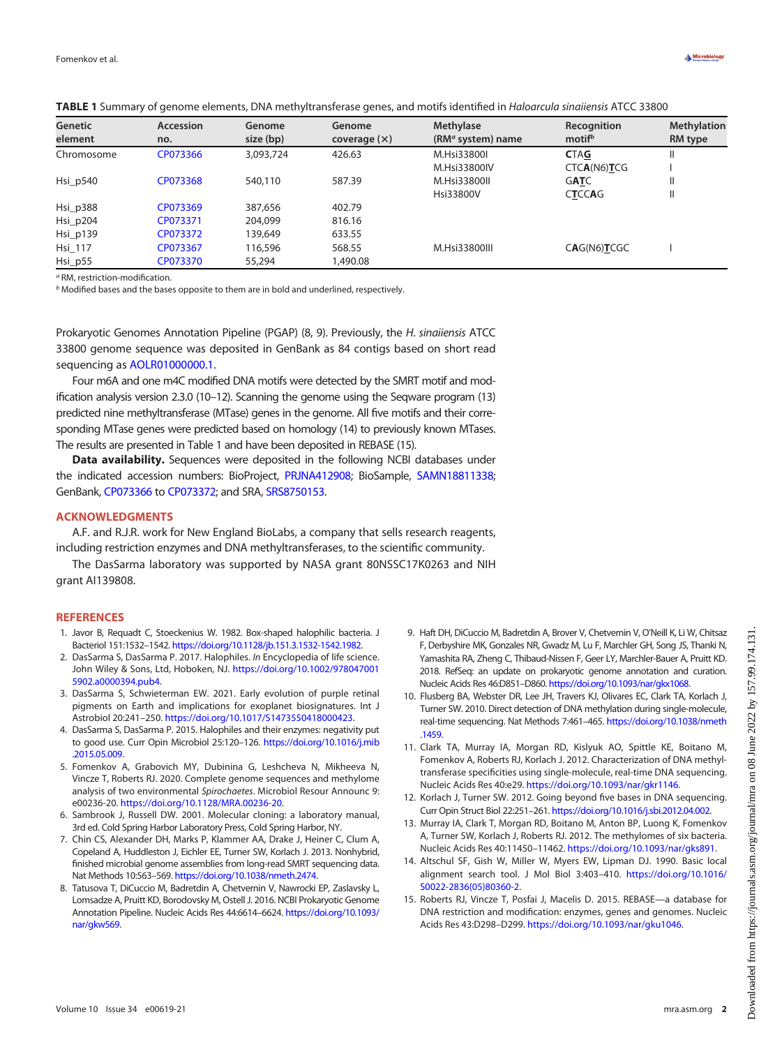**TABLE 1** Summary of genome elements, DNA methyltransferase genes, and motifs identified in *Haloarcula sinaiiensis* ATCC 33800

| Genetic element | Accession no. | Genome size (bp) | Genome coverage (×) | Methylase (RM[a] system) name | Recognition motif[b] | Methylation RM type |
|---|---|---|---|---|---|---|
| Chromosome | CP073366 | 3,093,724 | 426.63 | M.Hsi33800I | **C**TA<u>G</u> | II |
| | | | | M.Hsi33800IV | CTC**A**(N6)<u>T</u>CG | I |
| Hsi_p540 | CP073368 | 540,110 | 587.39 | M.Hsi33800II | G**A**<u>T</u>C | II |
| | | | | Hsi33800V | C<u>T</u>CC**A**G | II |
| Hsi_p388 | CP073369 | 387,656 | 402.79 | | | |
| Hsi_p204 | CP073371 | 204,099 | 816.16 | | | |
| Hsi_p139 | CP073372 | 139,649 | 633.55 | | | |
| Hsi_117 | CP073367 | 116,596 | 568.55 | M.Hsi33800III | C**A**G(N6)<u>T</u>CGC | I |
| Hsi_p55 | CP073370 | 55,294 | 1,490.08 | | | |

[a] RM, restriction-modification.

[b] Modified bases and the bases opposite to them are in bold and underlined, respectively.

Prokaryotic Genomes Annotation Pipeline (PGAP) (8, 9). Previously, the *H. sinaiiensis* ATCC 33800 genome sequence was deposited in GenBank as 84 contigs based on short read sequencing as AOLR01000000.1.

Four m6A and one m4C modified DNA motifs were detected by the SMRT motif and modification analysis version 2.3.0 (10–12). Scanning the genome using the Seqware program (13) predicted nine methyltransferase (MTase) genes in the genome. All five motifs and their corresponding MTase genes were predicted based on homology (14) to previously known MTases. The results are presented in Table 1 and have been deposited in REBASE (15).

**Data availability.** Sequences were deposited in the following NCBI databases under the indicated accession numbers: BioProject, PRJNA412908; BioSample, SAMN18811338; GenBank, CP073366 to CP073372; and SRA, SRS8750153.

## ACKNOWLEDGMENTS

A.F. and R.J.R. work for New England BioLabs, a company that sells research reagents, including restriction enzymes and DNA methyltransferases, to the scientific community.

The DasSarma laboratory was supported by NASA grant 80NSSC17K0263 and NIH grant AI139808.

## REFERENCES

1. Javor B, Requadt C, Stoeckenius W. 1982. Box-shaped halophilic bacteria. J Bacteriol 151:1532–1542. https://doi.org/10.1128/jb.151.3.1532-1542.1982.
2. DasSarma S, DasSarma P. 2017. Halophiles. *In* Encyclopedia of life science. John Wiley & Sons, Ltd, Hoboken, NJ. https://doi.org/10.1002/9780470015902.a0000394.pub4.
3. DasSarma S, Schwieterman EW. 2021. Early evolution of purple retinal pigments on Earth and implications for exoplanet biosignatures. Int J Astrobiol 20:241–250. https://doi.org/10.1017/S1473550418000423.
4. DasSarma S, DasSarma P. 2015. Halophiles and their enzymes: negativity put to good use. Curr Opin Microbiol 25:120–126. https://doi.org/10.1016/j.mib.2015.05.009.
5. Fomenkov A, Grabovich MY, Dubinina G, Leshcheva N, Mikheeva N, Vincze T, Roberts RJ. 2020. Complete genome sequences and methylome analysis of two environmental *Spirochaetes*. Microbiol Resour Announc 9:e00236-20. https://doi.org/10.1128/MRA.00236-20.
6. Sambrook J, Russell DW. 2001. Molecular cloning: a laboratory manual, 3rd ed. Cold Spring Harbor Laboratory Press, Cold Spring Harbor, NY.
7. Chin CS, Alexander DH, Marks P, Klammer AA, Drake J, Heiner C, Clum A, Copeland A, Huddleston J, Eichler EE, Turner SW, Korlach J. 2013. Nonhybrid, finished microbial genome assemblies from long-read SMRT sequencing data. Nat Methods 10:563–569. https://doi.org/10.1038/nmeth.2474.
8. Tatusova T, DiCuccio M, Badretdin A, Chetvernin V, Nawrocki EP, Zaslavsky L, Lomsadze A, Pruitt KD, Borodovsky M, Ostell J. 2016. NCBI Prokaryotic Genome Annotation Pipeline. Nucleic Acids Res 44:6614–6624. https://doi.org/10.1093/nar/gkw569.
9. Haft DH, DiCuccio M, Badretdin A, Brover V, Chetvernin V, O'Neill K, Li W, Chitsaz F, Derbyshire MK, Gonzales NR, Gwadz M, Lu F, Marchler GH, Song JS, Thanki N, Yamashita RA, Zheng C, Thibaud-Nissen F, Geer LY, Marchler-Bauer A, Pruitt KD. 2018. RefSeq: an update on prokaryotic genome annotation and curation. Nucleic Acids Res 46:D851–D860. https://doi.org/10.1093/nar/gkx1068.
10. Flusberg BA, Webster DR, Lee JH, Travers KJ, Olivares EC, Clark TA, Korlach J, Turner SW. 2010. Direct detection of DNA methylation during single-molecule, real-time sequencing. Nat Methods 7:461–465. https://doi.org/10.1038/nmeth.1459.
11. Clark TA, Murray IA, Morgan RD, Kislyuk AO, Spittle KE, Boitano M, Fomenkov A, Roberts RJ, Korlach J. 2012. Characterization of DNA methyltransferase specificities using single-molecule, real-time DNA sequencing. Nucleic Acids Res 40:e29. https://doi.org/10.1093/nar/gkr1146.
12. Korlach J, Turner SW. 2012. Going beyond five bases in DNA sequencing. Curr Opin Struct Biol 22:251–261. https://doi.org/10.1016/j.sbi.2012.04.002.
13. Murray IA, Clark T, Morgan RD, Boitano M, Anton BP, Luong K, Fomenkov A, Turner SW, Korlach J, Roberts RJ. 2012. The methylomes of six bacteria. Nucleic Acids Res 40:11450–11462. https://doi.org/10.1093/nar/gks891.
14. Altschul SF, Gish W, Miller W, Myers EW, Lipman DJ. 1990. Basic local alignment search tool. J Mol Biol 3:403–410. https://doi.org/10.1016/S0022-2836(05)80360-2.
15. Roberts RJ, Vincze T, Posfai J, Macelis D. 2015. REBASE—a database for DNA restriction and modification: enzymes, genes and genomes. Nucleic Acids Res 43:D298–D299. https://doi.org/10.1093/nar/gku1046.